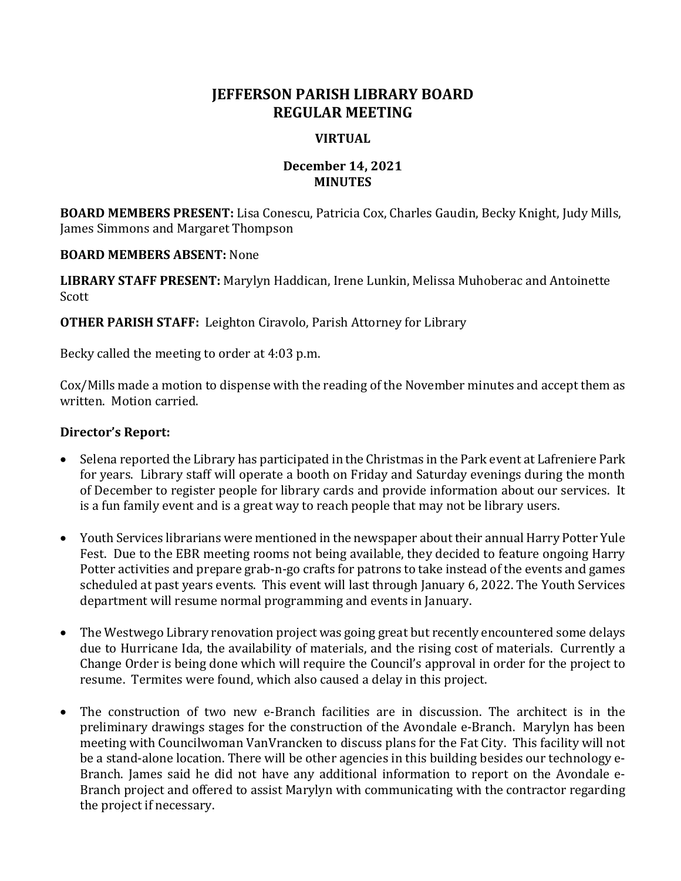# JEFFERSON PARISH LIBRARY BOARD
# REGULAR MEETING

### VIRTUAL

### December 14, 2021
### MINUTES

**BOARD MEMBERS PRESENT:** Lisa Conescu, Patricia Cox, Charles Gaudin, Becky Knight, Judy Mills, James Simmons and Margaret Thompson

**BOARD MEMBERS ABSENT:** None

**LIBRARY STAFF PRESENT:** Marylyn Haddican, Irene Lunkin, Melissa Muhoberac and Antoinette Scott

**OTHER PARISH STAFF:** Leighton Ciravolo, Parish Attorney for Library

Becky called the meeting to order at 4:03 p.m.

Cox/Mills made a motion to dispense with the reading of the November minutes and accept them as written. Motion carried.

## Director's Report:

- Selena reported the Library has participated in the Christmas in the Park event at Lafreniere Park for years. Library staff will operate a booth on Friday and Saturday evenings during the month of December to register people for library cards and provide information about our services. It is a fun family event and is a great way to reach people that may not be library users.

- Youth Services librarians were mentioned in the newspaper about their annual Harry Potter Yule Fest. Due to the EBR meeting rooms not being available, they decided to feature ongoing Harry Potter activities and prepare grab-n-go crafts for patrons to take instead of the events and games scheduled at past years events. This event will last through January 6, 2022. The Youth Services department will resume normal programming and events in January.

- The Westwego Library renovation project was going great but recently encountered some delays due to Hurricane Ida, the availability of materials, and the rising cost of materials. Currently a Change Order is being done which will require the Council's approval in order for the project to resume. Termites were found, which also caused a delay in this project.

- The construction of two new e-Branch facilities are in discussion. The architect is in the preliminary drawings stages for the construction of the Avondale e-Branch. Marylyn has been meeting with Councilwoman VanVrancken to discuss plans for the Fat City. This facility will not be a stand-alone location. There will be other agencies in this building besides our technology e-Branch. James said he did not have any additional information to report on the Avondale e-Branch project and offered to assist Marylyn with communicating with the contractor regarding the project if necessary.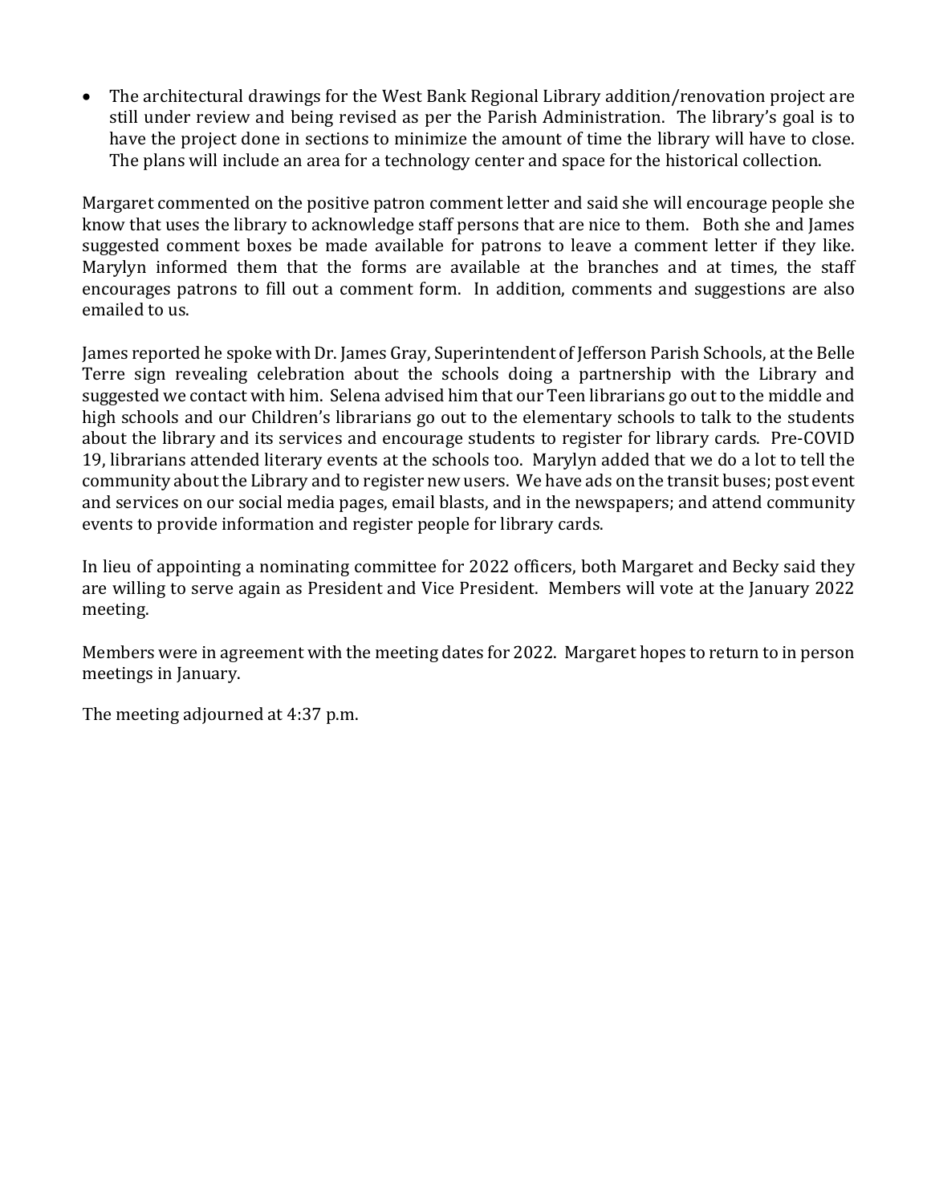- The architectural drawings for the West Bank Regional Library addition/renovation project are still under review and being revised as per the Parish Administration. The library's goal is to have the project done in sections to minimize the amount of time the library will have to close. The plans will include an area for a technology center and space for the historical collection.

Margaret commented on the positive patron comment letter and said she will encourage people she know that uses the library to acknowledge staff persons that are nice to them. Both she and James suggested comment boxes be made available for patrons to leave a comment letter if they like. Marylyn informed them that the forms are available at the branches and at times, the staff encourages patrons to fill out a comment form. In addition, comments and suggestions are also emailed to us.

James reported he spoke with Dr. James Gray, Superintendent of Jefferson Parish Schools, at the Belle Terre sign revealing celebration about the schools doing a partnership with the Library and suggested we contact with him. Selena advised him that our Teen librarians go out to the middle and high schools and our Children's librarians go out to the elementary schools to talk to the students about the library and its services and encourage students to register for library cards. Pre-COVID 19, librarians attended literary events at the schools too. Marylyn added that we do a lot to tell the community about the Library and to register new users. We have ads on the transit buses; post event and services on our social media pages, email blasts, and in the newspapers; and attend community events to provide information and register people for library cards.

In lieu of appointing a nominating committee for 2022 officers, both Margaret and Becky said they are willing to serve again as President and Vice President. Members will vote at the January 2022 meeting.

Members were in agreement with the meeting dates for 2022. Margaret hopes to return to in person meetings in January.

The meeting adjourned at 4:37 p.m.